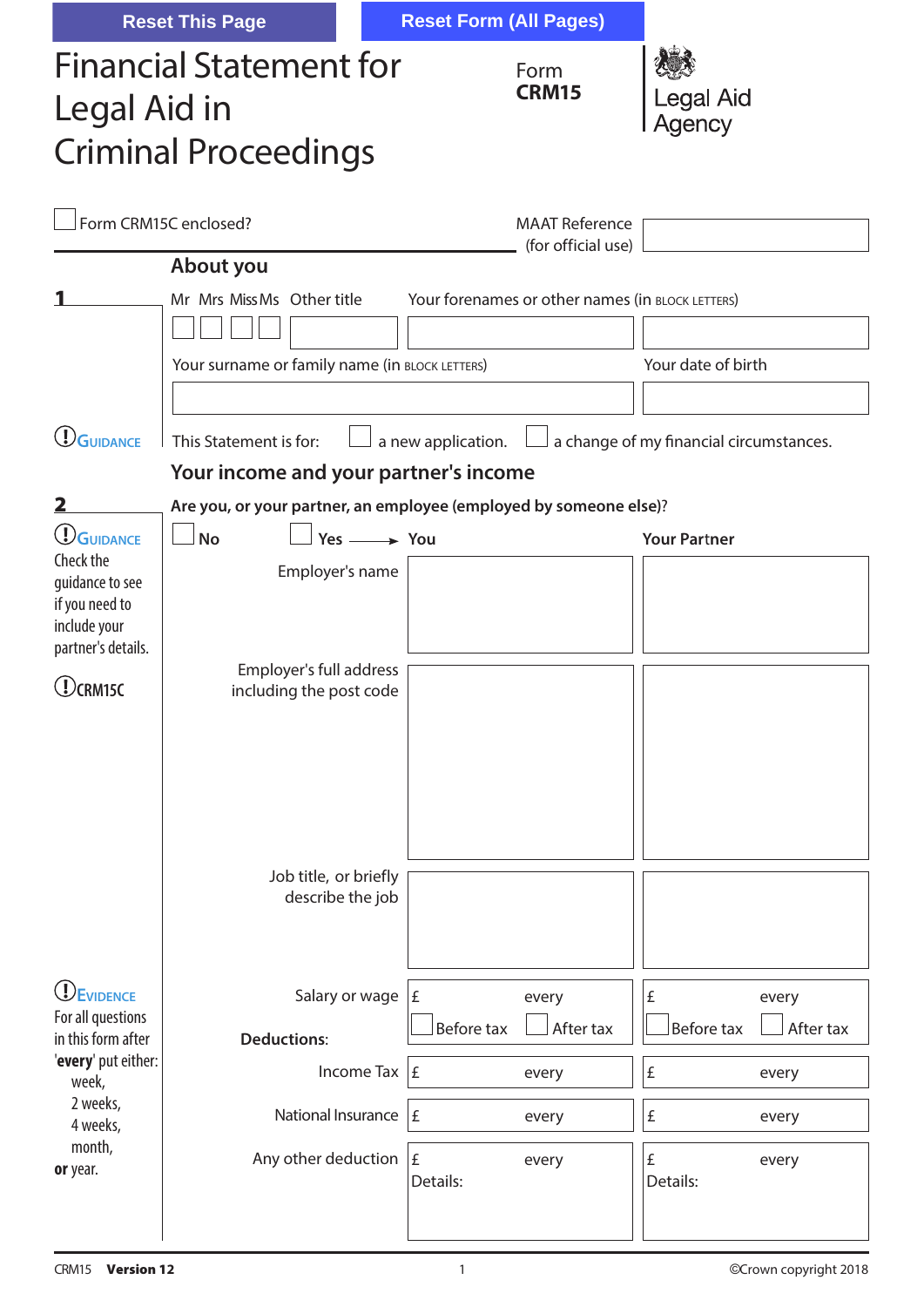Reset This Page | Reset Form (All Pages)

# Financial Statement for Legal Aid in Criminal Proceedings

**Form CRM15**

Legal Aid Agency

☐ Form CRM15C enclosed?

MAAT Reference (for official use)

## About you

**1**

Mr ☐ Mrs ☐ Miss ☐ Ms ☐ Other title

Your forenames or other names (in BLOCK LETTERS)

Your surname or family name (in BLOCK LETTERS)

Your date of birth

GUIDANCE

This Statement is for: ☐ a new application. ☐ a change of my financial circumstances.

## Your income and your partner's income

**2**

GUIDANCE

Check the guidance to see if you need to include your partner's details.

CRM15C

**Are you, or your partner, an employee (employed by someone else)?**

☐ **No** ☐ **Yes** → 

| | **You** | **Your Partner** |
|---|---|---|
| Employer's name | | |
| Employer's full address including the post code | | |
| Job title, or briefly describe the job | | |
| Salary or wage | £ every ☐ Before tax ☐ After tax | £ every ☐ Before tax ☐ After tax |
| **Deductions:** | | |
| Income Tax | £ every | £ every |
| National Insurance | £ every | £ every |
| Any other deduction | £ every Details: | £ every Details: |

EVIDENCE

For all questions in this form after '**every**' put either:
- week,
- 2 weeks,
- 4 weeks,
- month,

**or** year.

CRM15 **Version 12** ©Crown copyright 2018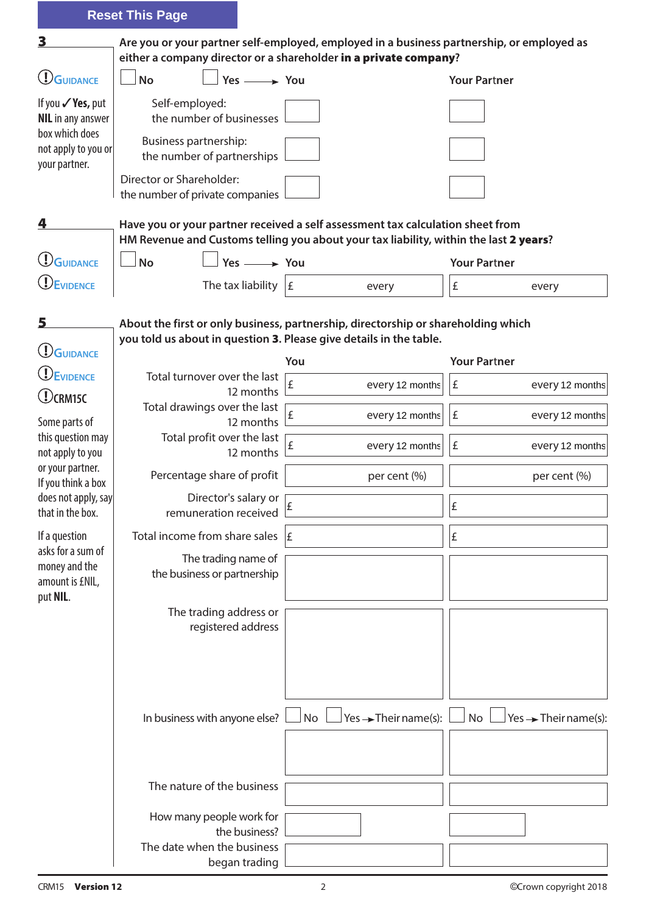Reset This Page

## 3

**Are you or your partner self-employed, employed in a business partnership, or employed as either a company director or a shareholder in a private company?**

GUIDANCE

If you ✓ **Yes,** put **NIL** in any answer box which does not apply to you or your partner.

☐ No ☐ Yes → 

| | You | Your Partner |
|---|---|---|
| Self-employed: the number of businesses | | |
| Business partnership: the number of partnerships | | |
| Director or Shareholder: the number of private companies | | |

## 4

**Have you or your partner received a self assessment tax calculation sheet from HM Revenue and Customs telling you about your tax liability, within the last 2 years?**

GUIDANCE

EVIDENCE

☐ No ☐ Yes → 

| | You | Your Partner |
|---|---|---|
| The tax liability | £ every | £ every |

## 5

**About the first or only business, partnership, directorship or shareholding which you told us about in question 3. Please give details in the table.**

GUIDANCE

EVIDENCE

CRM15C

Some parts of this question may not apply to you or your partner. If you think a box does not apply, say that in the box.

If a question asks for a sum of money and the amount is £NIL, put **NIL**.

| | You | Your Partner |
|---|---|---|
| Total turnover over the last 12 months | £ every 12 months | £ every 12 months |
| Total drawings over the last 12 months | £ every 12 months | £ every 12 months |
| Total profit over the last 12 months | £ every 12 months | £ every 12 months |
| Percentage share of profit | per cent (%) | per cent (%) |
| Director's salary or remuneration received | £ | £ |
| Total income from share sales | £ | £ |
| The trading name of the business or partnership | | |
| The trading address or registered address | | |
| In business with anyone else? | ☐ No ☐ Yes → Their name(s): | ☐ No ☐ Yes → Their name(s): |
| The nature of the business | | |
| How many people work for the business? | | |
| The date when the business began trading | | |

CRM15 **Version 12** ©Crown copyright 2018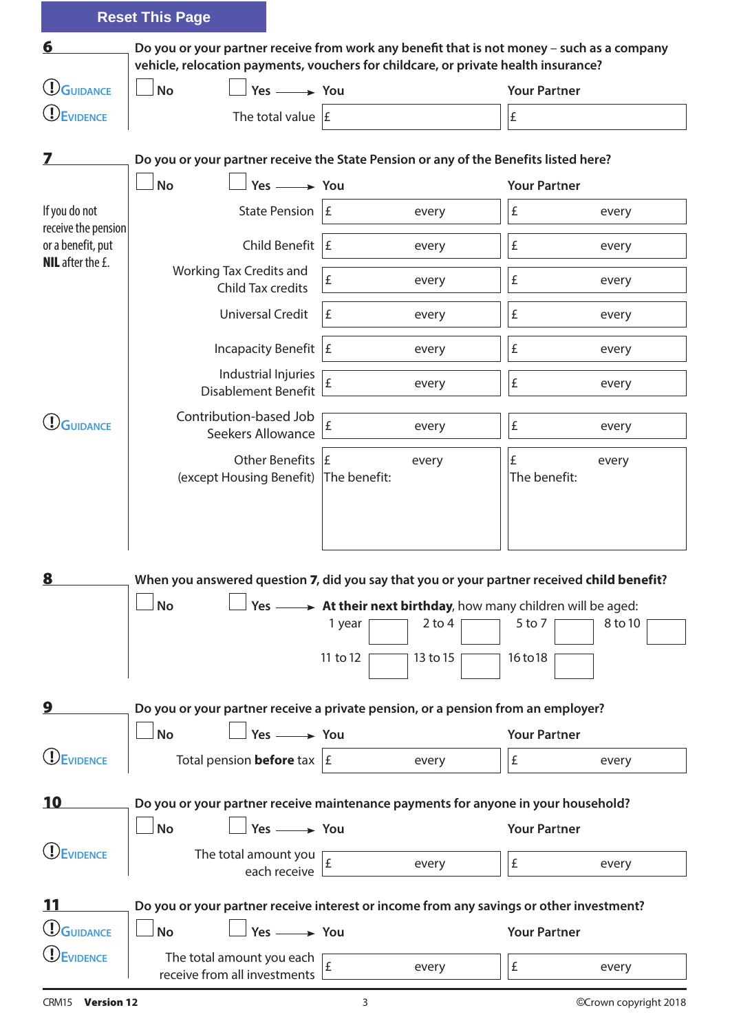Reset This Page

## 6

**Do you or your partner receive from work any benefit that is not money – such as a company vehicle, relocation payments, vouchers for childcare, or private health insurance?**

GUIDANCE

EVIDENCE

☐ No ☐ Yes → **You** **Your Partner**

| | You | Your Partner |
|---|---|---|
| The total value | £ | £ |

## 7

**Do you or your partner receive the State Pension or any of the Benefits listed here?**

If you do not receive the pension or a benefit, put **NIL** after the £.

GUIDANCE

☐ No ☐ Yes → **You** **Your Partner**

| | You | Your Partner |
|---|---|---|
| State Pension | £ every | £ every |
| Child Benefit | £ every | £ every |
| Working Tax Credits and Child Tax credits | £ every | £ every |
| Universal Credit | £ every | £ every |
| Incapacity Benefit | £ every | £ every |
| Industrial Injuries Disablement Benefit | £ every | £ every |
| Contribution-based Job Seekers Allowance | £ every | £ every |
| Other Benefits (except Housing Benefit) | £ every The benefit: | £ every The benefit: |

## 8

**When you answered question 7, did you say that you or your partner received child benefit?**

☐ No ☐ Yes → **At their next birthday**, how many children will be aged:

| 1 year | 2 to 4 | 5 to 7 | 8 to 10 |
|---|---|---|---|
| | | | |

| 11 to 12 | 13 to 15 | 16 to18 |
|---|---|---|
| | | |

## 9

**Do you or your partner receive a private pension, or a pension from an employer?**

EVIDENCE

☐ No ☐ Yes → **You** **Your Partner**

| | You | Your Partner |
|---|---|---|
| Total pension **before** tax | £ every | £ every |

## 10

**Do you or your partner receive maintenance payments for anyone in your household?**

EVIDENCE

☐ No ☐ Yes → **You** **Your Partner**

| | You | Your Partner |
|---|---|---|
| The total amount you each receive | £ every | £ every |

## 11

**Do you or your partner receive interest or income from any savings or other investment?**

GUIDANCE

EVIDENCE

☐ No ☐ Yes → **You** **Your Partner**

| | You | Your Partner |
|---|---|---|
| The total amount you each receive from all investments | £ every | £ every |

CRM15 **Version 12** ©Crown copyright 2018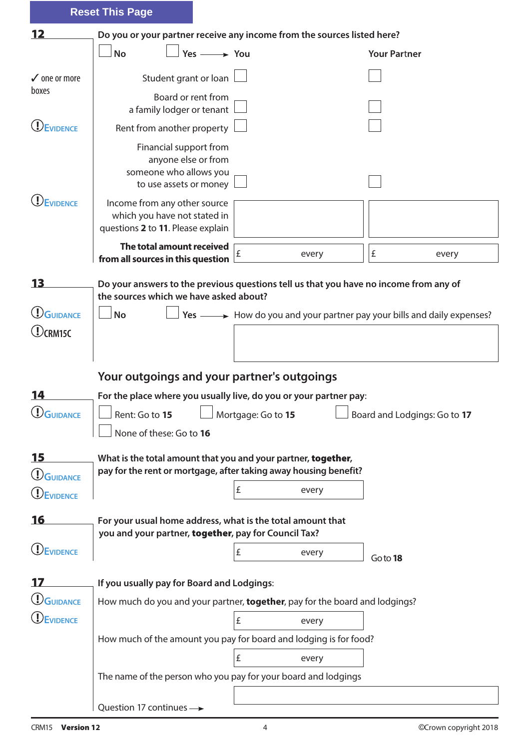Reset This Page

## 12

**Do you or your partner receive any income from the sources listed here?**

☐ No ☐ Yes → 

✓ one or more boxes

EVIDENCE

| | You | Your Partner |
|---|---|---|
| Student grant or loan | ☐ | ☐ |
| Board or rent from a family lodger or tenant | ☐ | ☐ |
| Rent from another property | ☐ | ☐ |
| Financial support from anyone else or from someone who allows you to use assets or money | ☐ | ☐ |
| Income from any other source which you have not stated in questions **2** to **11**. Please explain | | |
| **The total amount received from all sources in this question** | £ every | £ every |

EVIDENCE

## 13

GUIDANCE

CRM15C

**Do your answers to the previous questions tell us that you have no income from any of the sources which we have asked about?**

☐ No ☐ Yes → How do you and your partner pay your bills and daily expenses?

## Your outgoings and your partner's outgoings

## 14

GUIDANCE

**For the place where you usually live, do you or your partner pay:**

☐ Rent: Go to **15** ☐ Mortgage: Go to **15** ☐ Board and Lodgings: Go to **17**

☐ None of these: Go to **16**

## 15

GUIDANCE

EVIDENCE

**What is the total amount that you and your partner, together, pay for the rent or mortgage, after taking away housing benefit?**

£ every

## 16

EVIDENCE

**For your usual home address, what is the total amount that you and your partner, together, pay for Council Tax?**

£ every Go to **18**

## 17

GUIDANCE

EVIDENCE

**If you usually pay for Board and Lodgings:**

How much do you and your partner, **together**, pay for the board and lodgings?

£ every

How much of the amount you pay for board and lodging is for food?

£ every

The name of the person who you pay for your board and lodgings

Question 17 continues →

CRM15 **Version 12** ©Crown copyright 2018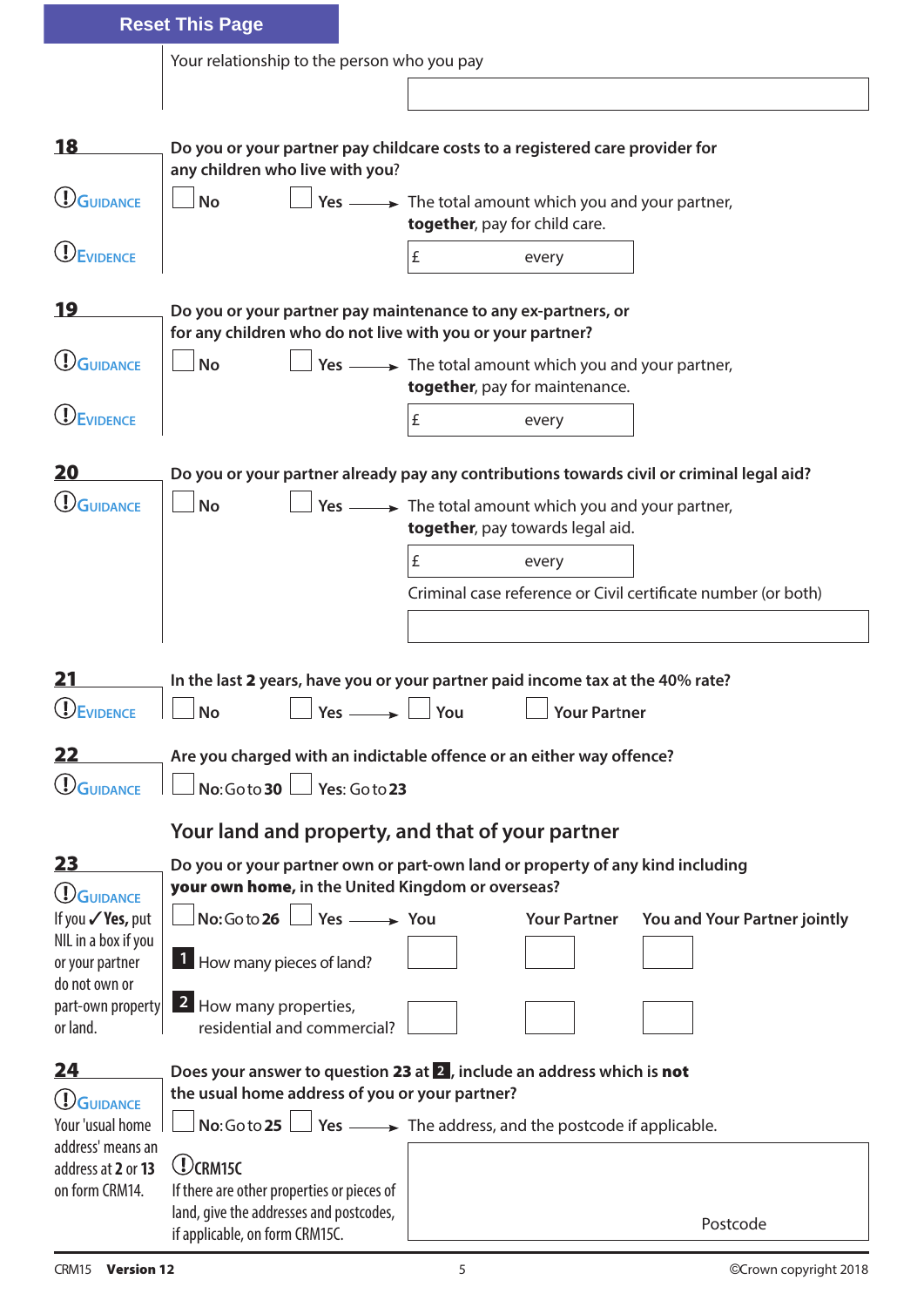Reset This Page

Your relationship to the person who you pay

**18**

Guidance

Evidence

**Do you or your partner pay childcare costs to a registered care provider for any children who live with you?**

☐ **No** ☐ **Yes** → The total amount which you and your partner, **together**, pay for child care.

£ every

**19**

Guidance

Evidence

**Do you or your partner pay maintenance to any ex-partners, or for any children who do not live with you or your partner?**

☐ **No** ☐ **Yes** → The total amount which you and your partner, **together**, pay for maintenance.

£ every

**20**

Guidance

**Do you or your partner already pay any contributions towards civil or criminal legal aid?**

☐ **No** ☐ **Yes** → The total amount which you and your partner, **together**, pay towards legal aid.

£ every

Criminal case reference or Civil certificate number (or both)

**21**

Evidence

**In the last 2 years, have you or your partner paid income tax at the 40% rate?**

☐ **No** ☐ **Yes** → ☐ **You** ☐ **Your Partner**

**22**

Guidance

**Are you charged with an indictable offence or an either way offence?**

☐ **No:** Go to **30** ☐ **Yes:** Go to **23**

## Your land and property, and that of your partner

**23**

Guidance

If you ✓ **Yes,** put NIL in a box if you or your partner do not own or part-own property or land.

**Do you or your partner own or part-own land or property of any kind including your own home, in the United Kingdom or overseas?**

☐ **No:** Go to **26** ☐ **Yes** →

| | You | Your Partner | You and Your Partner jointly |
|---|---|---|---|
| **1** How many pieces of land? | | | |
| **2** How many properties, residential and commercial? | | | |

**24**

Guidance

Your 'usual home address' means an address at **2** or **13** on form CRM14.

**Does your answer to question 23 at 2, include an address which is not the usual home address of you or your partner?**

☐ **No:** Go to **25** ☐ **Yes** → The address, and the postcode if applicable.

CRM15C

If there are other properties or pieces of land, give the addresses and postcodes, if applicable, on form CRM15C.

Postcode

CRM15 **Version 12** ©Crown copyright 2018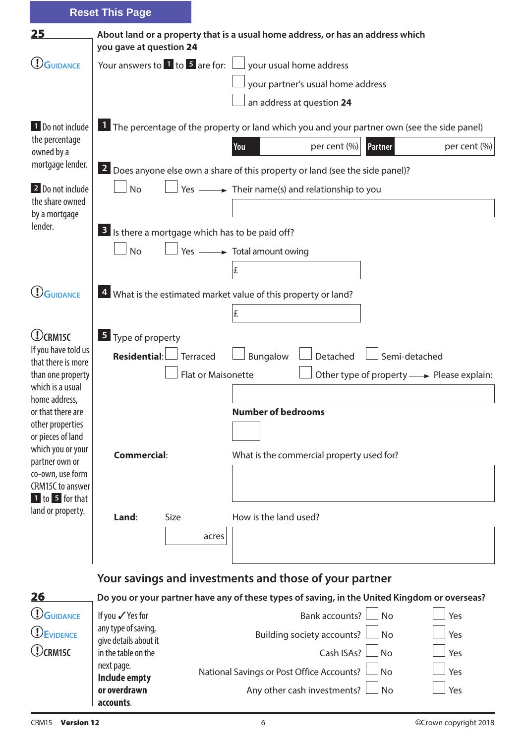Reset This Page

## 25

**About land or a property that is a usual home address, or has an address which you gave at question 24**

GUIDANCE

Your answers to 1 to 5 are for:
- ☐ your usual home address
- ☐ your partner's usual home address
- ☐ an address at question **24**

1 Do not include the percentage owned by a mortgage lender.

**1** The percentage of the property or land which you and your partner own (see the side panel)

| You | per cent (%) | Partner | per cent (%) |
|---|---|---|---|

2 Do not include the share owned by a mortgage lender.

**2** Does anyone else own a share of this property or land (see the side panel)?

☐ No ☐ Yes → Their name(s) and relationship to you

**3** Is there a mortgage which has to be paid off?

☐ No ☐ Yes → Total amount owing

£

GUIDANCE

**4** What is the estimated market value of this property or land?

£

CRM15C
If you have told us that there is more than one property which is a usual home address, or that there are other properties or pieces of land which you or your partner own or co-own, use form CRM15C to answer 1 to 5 for that land or property.

**5** Type of property

**Residential:** ☐ Terraced ☐ Bungalow ☐ Detached ☐ Semi-detached
☐ Flat or Maisonette ☐ Other type of property → Please explain:

**Number of bedrooms**

**Commercial:** What is the commercial property used for?

**Land:** Size ______ acres How is the land used?

## Your savings and investments and those of your partner

## 26

**Do you or your partner have any of these types of saving, in the United Kingdom or overseas?**

GUIDANCE
EVIDENCE
CRM15C

If you ✓ Yes for any type of saving, give details about it in the table on the next page. **Include empty or overdrawn accounts.**

| | | |
|---|---|---|
| Bank accounts? | ☐ No | ☐ Yes |
| Building society accounts? | ☐ No | ☐ Yes |
| Cash ISAs? | ☐ No | ☐ Yes |
| National Savings or Post Office Accounts? | ☐ No | ☐ Yes |
| Any other cash investments? | ☐ No | ☐ Yes |

CRM15 **Version 12** ©Crown copyright 2018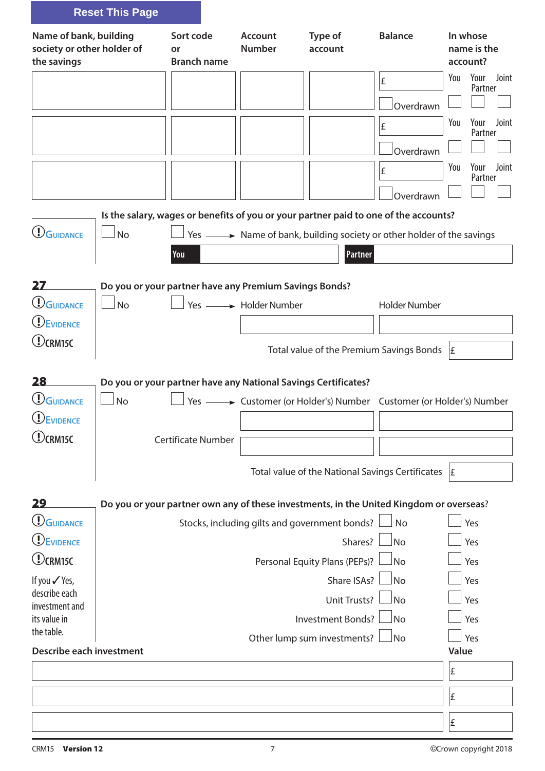Reset This Page

| Name of bank, building society or other holder of the savings | Sort code or Branch name | Account Number | Type of account | Balance | In whose name is the account? |
|---|---|---|---|---|---|
| | | | | £ ☐ Overdrawn | ☐ You ☐ Your Partner ☐ Joint |
| | | | | £ ☐ Overdrawn | ☐ You ☐ Your Partner ☐ Joint |
| | | | | £ ☐ Overdrawn | ☐ You ☐ Your Partner ☐ Joint |

GUIDANCE

**Is the salary, wages or benefits of you or your partner paid to one of the accounts?**

☐ No ☐ Yes → Name of bank, building society or other holder of the savings

You ______ Partner ______

## 27

GUIDANCE
EVIDENCE
CRM15C

**Do you or your partner have any Premium Savings Bonds?**

☐ No ☐ Yes → Holder Number ______ Holder Number ______

Total value of the Premium Savings Bonds £

## 28

GUIDANCE
EVIDENCE
CRM15C

**Do you or your partner have any National Savings Certificates?**

☐ No ☐ Yes → Customer (or Holder's) Number ______ Customer (or Holder's) Number ______

Certificate Number ______ ______

Total value of the National Savings Certificates £

## 29

GUIDANCE
EVIDENCE
CRM15C

If you ✓ Yes, describe each investment and its value in the table.

**Do you or your partner own any of these investments, in the United Kingdom or overseas?**

| | | |
|---|---|---|
| Stocks, including gilts and government bonds? | ☐ No | ☐ Yes |
| Shares? | ☐ No | ☐ Yes |
| Personal Equity Plans (PEPs)? | ☐ No | ☐ Yes |
| Share ISAs? | ☐ No | ☐ Yes |
| Unit Trusts? | ☐ No | ☐ Yes |
| Investment Bonds? | ☐ No | ☐ Yes |
| Other lump sum investments? | ☐ No | ☐ Yes |

| Describe each investment | Value |
|---|---|
| | £ |
| | £ |
| | £ |

CRM15 **Version 12** ©Crown copyright 2018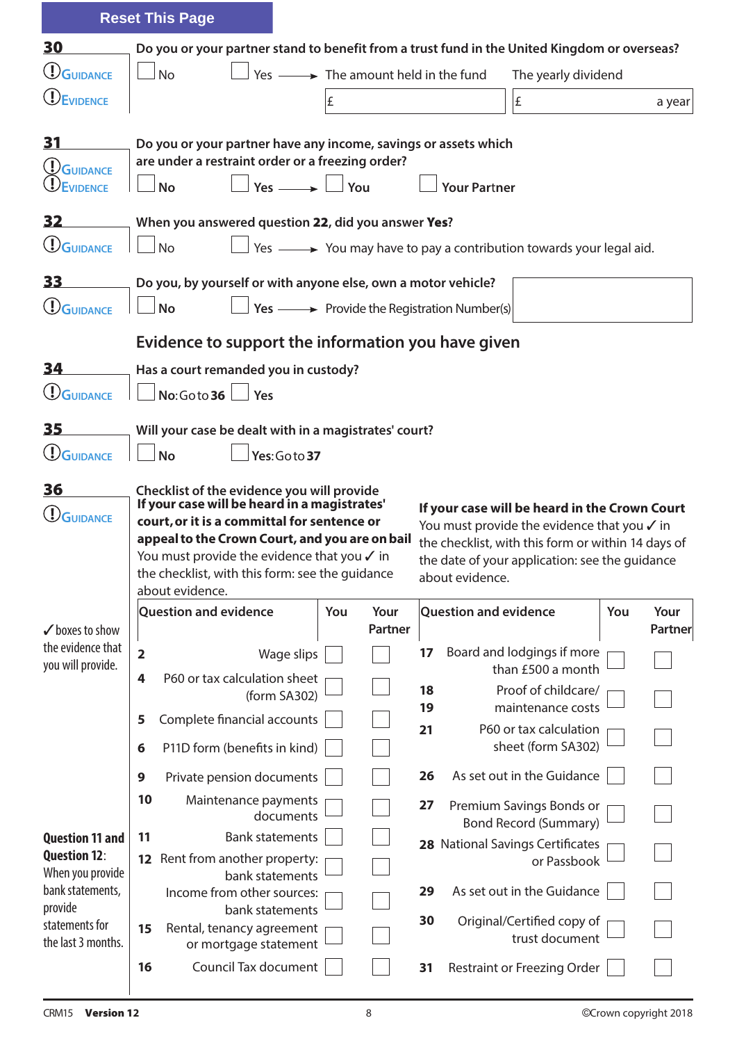Reset This Page

**30** GUIDANCE EVIDENCE

**Do you or your partner stand to benefit from a trust fund in the United Kingdom or overseas?**

☐ No ☐ Yes → The amount held in the fund £ The yearly dividend £ a year

**31** GUIDANCE EVIDENCE

**Do you or your partner have any income, savings or assets which are under a restraint order or a freezing order?**

☐ **No** ☐ **Yes** → ☐ **You** ☐ **Your Partner**

**32** GUIDANCE

**When you answered question 22, did you answer Yes?**

☐ No ☐ Yes → You may have to pay a contribution towards your legal aid.

**33** GUIDANCE

**Do you, by yourself or with anyone else, own a motor vehicle?**

☐ **No** ☐ **Yes** → Provide the Registration Number(s)

## Evidence to support the information you have given

**34** GUIDANCE

**Has a court remanded you in custody?**

☐ **No: Go to 36** ☐ **Yes**

**35** GUIDANCE

**Will your case be dealt with in a magistrates' court?**

☐ **No** ☐ **Yes: Go to 37**

**36** GUIDANCE

**Checklist of the evidence you will provide**

✓ boxes to show the evidence that you will provide.

**If your case will be heard in a magistrates' court, or it is a committal for sentence or appeal to the Crown Court, and you are on bail**
You must provide the evidence that you ✓ in the checklist, with this form: see the guidance about evidence.

| Question and evidence | | You | Your Partner |
|---|---|---|---|
| 2 | Wage slips | ☐ | ☐ |
| 4 | P60 or tax calculation sheet (form SA302) | ☐ | ☐ |
| 5 | Complete financial accounts | ☐ | ☐ |
| 6 | P11D form (benefits in kind) | ☐ | ☐ |
| 9 | Private pension documents | ☐ | ☐ |
| 10 | Maintenance payments documents | ☐ | ☐ |
| 11 | Bank statements | ☐ | ☐ |
| 12 | Rent from another property: bank statements | ☐ | ☐ |
| | Income from other sources: bank statements | ☐ | ☐ |
| 15 | Rental, tenancy agreement or mortgage statement | ☐ | ☐ |
| 16 | Council Tax document | ☐ | ☐ |

**If your case will be heard in the Crown Court**
You must provide the evidence that you ✓ in the checklist, with this form or within 14 days of the date of your application: see the guidance about evidence.

| Question and evidence | | You | Your Partner |
|---|---|---|---|
| 17 | Board and lodgings if more than £500 a month | ☐ | ☐ |
| 18 19 | Proof of childcare/ maintenance costs | ☐ | ☐ |
| 21 | P60 or tax calculation sheet (form SA302) | ☐ | ☐ |
| 26 | As set out in the Guidance | ☐ | ☐ |
| 27 | Premium Savings Bonds or Bond Record (Summary) | ☐ | ☐ |
| 28 | National Savings Certificates or Passbook | ☐ | ☐ |
| 29 | As set out in the Guidance | ☐ | ☐ |
| 30 | Original/Certified copy of trust document | ☐ | ☐ |
| 31 | Restraint or Freezing Order | ☐ | ☐ |

**Question 11 and Question 12**: When you provide bank statements, provide statements for the last 3 months.

CRM15 **Version 12** ©Crown copyright 2018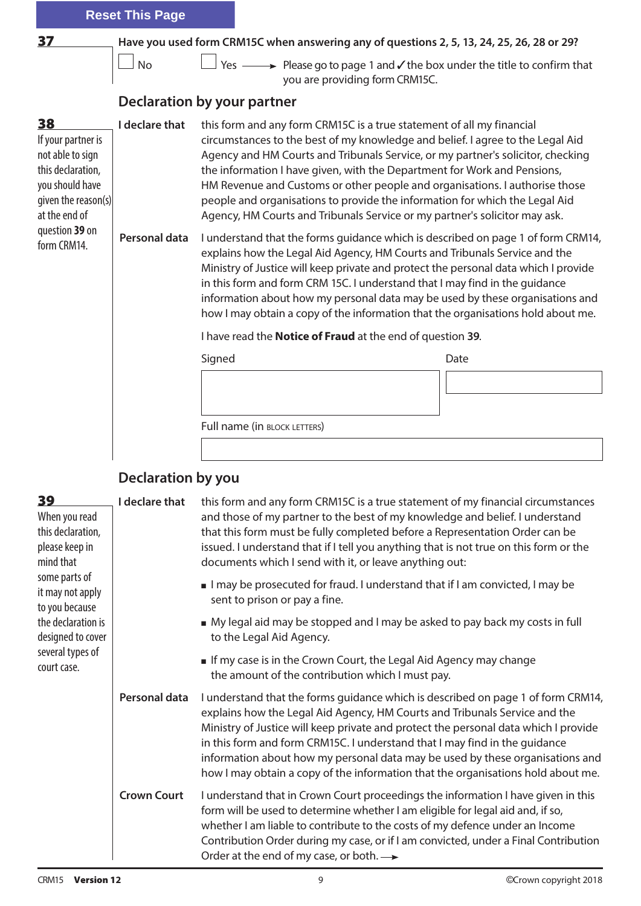Reset This Page

**37** **Have you used form CRM15C when answering any of questions 2, 5, 13, 24, 25, 26, 28 or 29?**

☐ No ☐ Yes → Please go to page 1 and ✓ the box under the title to confirm that you are providing form CRM15C.

## Declaration by your partner

**38**
If your partner is not able to sign this declaration, you should have given the reason(s) at the end of question **39** on form CRM14.

**I declare that** this form and any form CRM15C is a true statement of all my financial circumstances to the best of my knowledge and belief. I agree to the Legal Aid Agency and HM Courts and Tribunals Service, or my partner's solicitor, checking the information I have given, with the Department for Work and Pensions, HM Revenue and Customs or other people and organisations. I authorise those people and organisations to provide the information for which the Legal Aid Agency, HM Courts and Tribunals Service or my partner's solicitor may ask.

**Personal data** I understand that the forms guidance which is described on page 1 of form CRM14, explains how the Legal Aid Agency, HM Courts and Tribunals Service and the Ministry of Justice will keep private and protect the personal data which I provide in this form and form CRM 15C. I understand that I may find in the guidance information about how my personal data may be used by these organisations and how I may obtain a copy of the information that the organisations hold about me.

I have read the **Notice of Fraud** at the end of question **39**.

Signed

Date

Full name (in BLOCK LETTERS)

## Declaration by you

**39**
When you read this declaration, please keep in mind that some parts of it may not apply to you because the declaration is designed to cover several types of court case.

**I declare that** this form and any form CRM15C is a true statement of my financial circumstances and those of my partner to the best of my knowledge and belief. I understand that this form must be fully completed before a Representation Order can be issued. I understand that if I tell you anything that is not true on this form or the documents which I send with it, or leave anything out:

- I may be prosecuted for fraud. I understand that if I am convicted, I may be sent to prison or pay a fine.
- My legal aid may be stopped and I may be asked to pay back my costs in full to the Legal Aid Agency.
- If my case is in the Crown Court, the Legal Aid Agency may change the amount of the contribution which I must pay.

**Personal data** I understand that the forms guidance which is described on page 1 of form CRM14, explains how the Legal Aid Agency, HM Courts and Tribunals Service and the Ministry of Justice will keep private and protect the personal data which I provide in this form and form CRM15C. I understand that I may find in the guidance information about how my personal data may be used by these organisations and how I may obtain a copy of the information that the organisations hold about me.

**Crown Court** I understand that in Crown Court proceedings the information I have given in this form will be used to determine whether I am eligible for legal aid and, if so, whether I am liable to contribute to the costs of my defence under an Income Contribution Order during my case, or if I am convicted, under a Final Contribution Order at the end of my case, or both. →

CRM15 **Version 12** ©Crown copyright 2018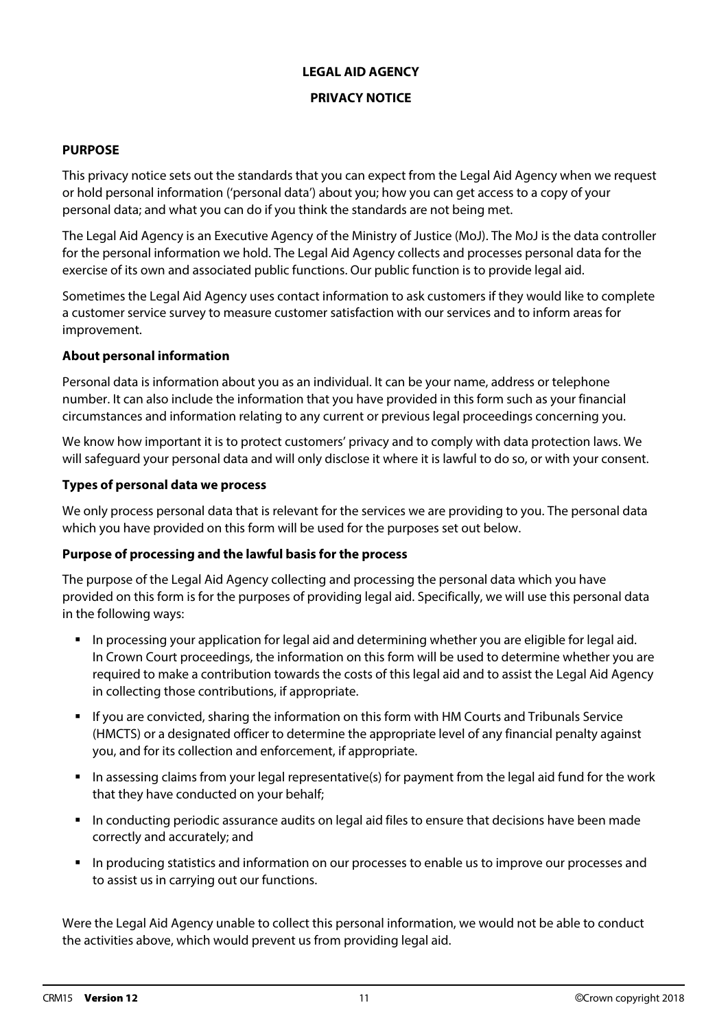# LEGAL AID AGENCY

## PRIVACY NOTICE

### PURPOSE

This privacy notice sets out the standards that you can expect from the Legal Aid Agency when we request or hold personal information ('personal data') about you; how you can get access to a copy of your personal data; and what you can do if you think the standards are not being met.

The Legal Aid Agency is an Executive Agency of the Ministry of Justice (MoJ). The MoJ is the data controller for the personal information we hold. The Legal Aid Agency collects and processes personal data for the exercise of its own and associated public functions. Our public function is to provide legal aid.

Sometimes the Legal Aid Agency uses contact information to ask customers if they would like to complete a customer service survey to measure customer satisfaction with our services and to inform areas for improvement.

**About personal information**

Personal data is information about you as an individual. It can be your name, address or telephone number. It can also include the information that you have provided in this form such as your financial circumstances and information relating to any current or previous legal proceedings concerning you.

We know how important it is to protect customers' privacy and to comply with data protection laws. We will safeguard your personal data and will only disclose it where it is lawful to do so, or with your consent.

**Types of personal data we process**

We only process personal data that is relevant for the services we are providing to you. The personal data which you have provided on this form will be used for the purposes set out below.

**Purpose of processing and the lawful basis for the process**

The purpose of the Legal Aid Agency collecting and processing the personal data which you have provided on this form is for the purposes of providing legal aid. Specifically, we will use this personal data in the following ways:

- In processing your application for legal aid and determining whether you are eligible for legal aid. In Crown Court proceedings, the information on this form will be used to determine whether you are required to make a contribution towards the costs of this legal aid and to assist the Legal Aid Agency in collecting those contributions, if appropriate.
- If you are convicted, sharing the information on this form with HM Courts and Tribunals Service (HMCTS) or a designated officer to determine the appropriate level of any financial penalty against you, and for its collection and enforcement, if appropriate.
- In assessing claims from your legal representative(s) for payment from the legal aid fund for the work that they have conducted on your behalf;
- In conducting periodic assurance audits on legal aid files to ensure that decisions have been made correctly and accurately; and
- In producing statistics and information on our processes to enable us to improve our processes and to assist us in carrying out our functions.

Were the Legal Aid Agency unable to collect this personal information, we would not be able to conduct the activities above, which would prevent us from providing legal aid.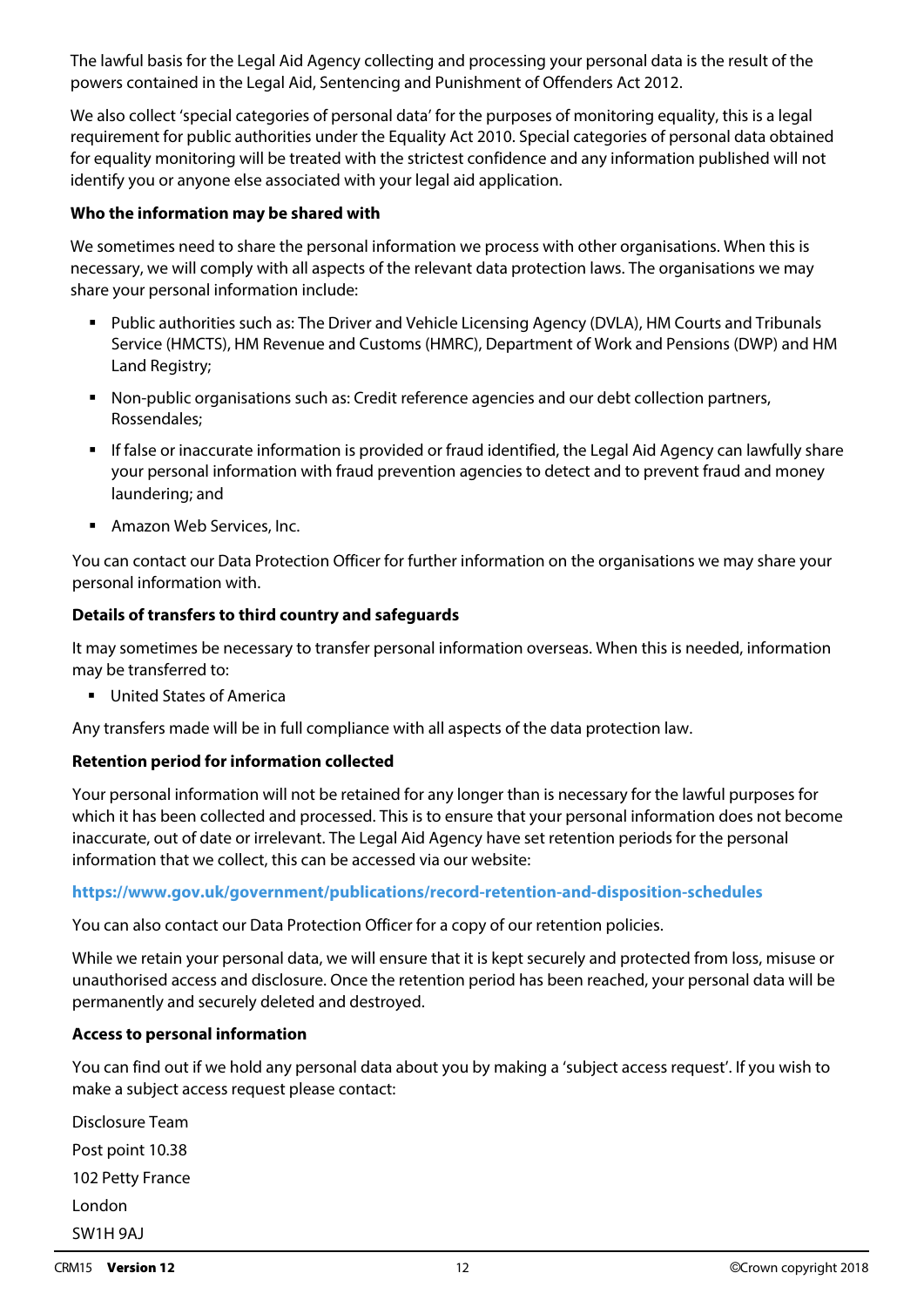The lawful basis for the Legal Aid Agency collecting and processing your personal data is the result of the powers contained in the Legal Aid, Sentencing and Punishment of Offenders Act 2012.

We also collect 'special categories of personal data' for the purposes of monitoring equality, this is a legal requirement for public authorities under the Equality Act 2010. Special categories of personal data obtained for equality monitoring will be treated with the strictest confidence and any information published will not identify you or anyone else associated with your legal aid application.

**Who the information may be shared with**

We sometimes need to share the personal information we process with other organisations. When this is necessary, we will comply with all aspects of the relevant data protection laws. The organisations we may share your personal information include:

- Public authorities such as: The Driver and Vehicle Licensing Agency (DVLA), HM Courts and Tribunals Service (HMCTS), HM Revenue and Customs (HMRC), Department of Work and Pensions (DWP) and HM Land Registry;
- Non-public organisations such as: Credit reference agencies and our debt collection partners, Rossendales;
- If false or inaccurate information is provided or fraud identified, the Legal Aid Agency can lawfully share your personal information with fraud prevention agencies to detect and to prevent fraud and money laundering; and
- Amazon Web Services, Inc.

You can contact our Data Protection Officer for further information on the organisations we may share your personal information with.

**Details of transfers to third country and safeguards**

It may sometimes be necessary to transfer personal information overseas. When this is needed, information may be transferred to:

- United States of America

Any transfers made will be in full compliance with all aspects of the data protection law.

**Retention period for information collected**

Your personal information will not be retained for any longer than is necessary for the lawful purposes for which it has been collected and processed. This is to ensure that your personal information does not become inaccurate, out of date or irrelevant. The Legal Aid Agency have set retention periods for the personal information that we collect, this can be accessed via our website:

**https://www.gov.uk/government/publications/record-retention-and-disposition-schedules**

You can also contact our Data Protection Officer for a copy of our retention policies.

While we retain your personal data, we will ensure that it is kept securely and protected from loss, misuse or unauthorised access and disclosure. Once the retention period has been reached, your personal data will be permanently and securely deleted and destroyed.

**Access to personal information**

You can find out if we hold any personal data about you by making a 'subject access request'. If you wish to make a subject access request please contact:

Disclosure Team  
Post point 10.38  
102 Petty France  
London  
SW1H 9AJ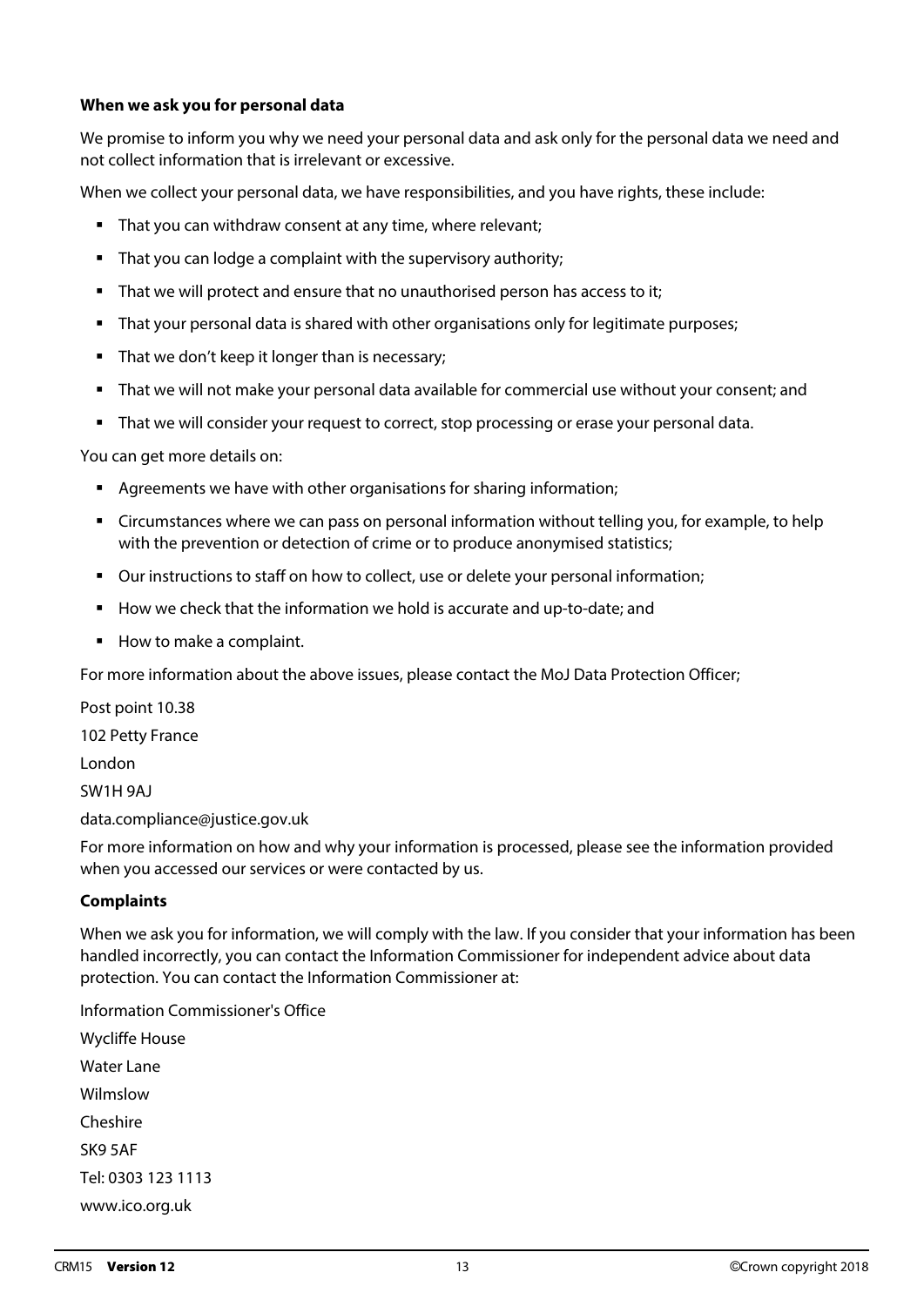**When we ask you for personal data**

We promise to inform you why we need your personal data and ask only for the personal data we need and not collect information that is irrelevant or excessive.

When we collect your personal data, we have responsibilities, and you have rights, these include:

- That you can withdraw consent at any time, where relevant;
- That you can lodge a complaint with the supervisory authority;
- That we will protect and ensure that no unauthorised person has access to it;
- That your personal data is shared with other organisations only for legitimate purposes;
- That we don't keep it longer than is necessary;
- That we will not make your personal data available for commercial use without your consent; and
- That we will consider your request to correct, stop processing or erase your personal data.

You can get more details on:

- Agreements we have with other organisations for sharing information;
- Circumstances where we can pass on personal information without telling you, for example, to help with the prevention or detection of crime or to produce anonymised statistics;
- Our instructions to staff on how to collect, use or delete your personal information;
- How we check that the information we hold is accurate and up-to-date; and
- How to make a complaint.

For more information about the above issues, please contact the MoJ Data Protection Officer;

Post point 10.38

102 Petty France

London

SW1H 9AJ

data.compliance@justice.gov.uk

For more information on how and why your information is processed, please see the information provided when you accessed our services or were contacted by us.

**Complaints**

When we ask you for information, we will comply with the law. If you consider that your information has been handled incorrectly, you can contact the Information Commissioner for independent advice about data protection. You can contact the Information Commissioner at:

Information Commissioner's Office

Wycliffe House

Water Lane

Wilmslow

Cheshire

SK9 5AF

Tel: 0303 123 1113

www.ico.org.uk